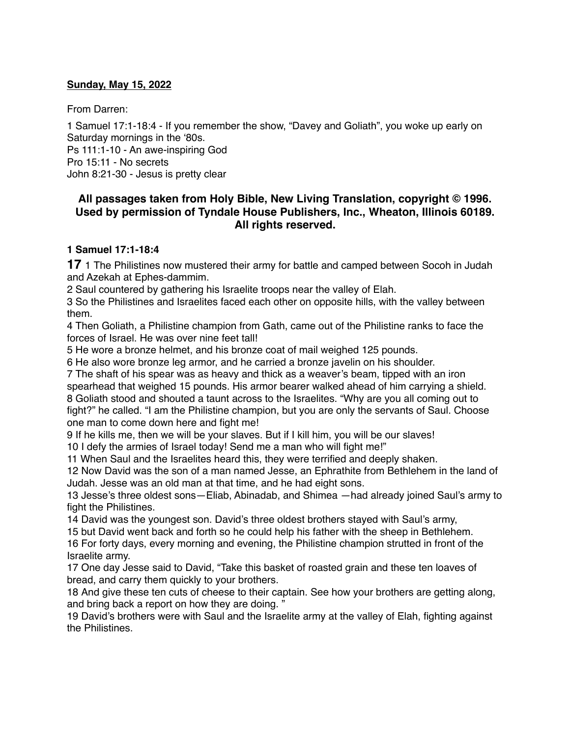**Sunday, May 15, 2022**

From Darren:

1 Samuel 17:1-18:4 - If you remember the show, “Davey and Goliath”, you woke up early on Saturday mornings in the ‘80s.
Ps 111:1-10 - An awe-inspiring God
Pro 15:11 - No secrets
John 8:21-30 - Jesus is pretty clear

### All passages taken from Holy Bible, New Living Translation, copyright © 1996. Used by permission of Tyndale House Publishers, Inc., Wheaton, Illinois 60189. All rights reserved.

**1 Samuel 17:1-18:4**

**17** 1 The Philistines now mustered their army for battle and camped between Socoh in Judah and Azekah at Ephes-dammim.
2 Saul countered by gathering his Israelite troops near the valley of Elah.
3 So the Philistines and Israelites faced each other on opposite hills, with the valley between them.
4 Then Goliath, a Philistine champion from Gath, came out of the Philistine ranks to face the forces of Israel. He was over nine feet tall!
5 He wore a bronze helmet, and his bronze coat of mail weighed 125 pounds.
6 He also wore bronze leg armor, and he carried a bronze javelin on his shoulder.
7 The shaft of his spear was as heavy and thick as a weaver’s beam, tipped with an iron spearhead that weighed 15 pounds. His armor bearer walked ahead of him carrying a shield.
8 Goliath stood and shouted a taunt across to the Israelites. “Why are you all coming out to fight?” he called. “I am the Philistine champion, but you are only the servants of Saul. Choose one man to come down here and fight me!
9 If he kills me, then we will be your slaves. But if I kill him, you will be our slaves!
10 I defy the armies of Israel today! Send me a man who will fight me!”
11 When Saul and the Israelites heard this, they were terrified and deeply shaken.
12 Now David was the son of a man named Jesse, an Ephrathite from Bethlehem in the land of Judah. Jesse was an old man at that time, and he had eight sons.
13 Jesse’s three oldest sons—Eliab, Abinadab, and Shimea —had already joined Saul’s army to fight the Philistines.
14 David was the youngest son. David’s three oldest brothers stayed with Saul’s army,
15 but David went back and forth so he could help his father with the sheep in Bethlehem.
16 For forty days, every morning and evening, the Philistine champion strutted in front of the Israelite army.
17 One day Jesse said to David, “Take this basket of roasted grain and these ten loaves of bread, and carry them quickly to your brothers.
18 And give these ten cuts of cheese to their captain. See how your brothers are getting along, and bring back a report on how they are doing. ”
19 David’s brothers were with Saul and the Israelite army at the valley of Elah, fighting against the Philistines.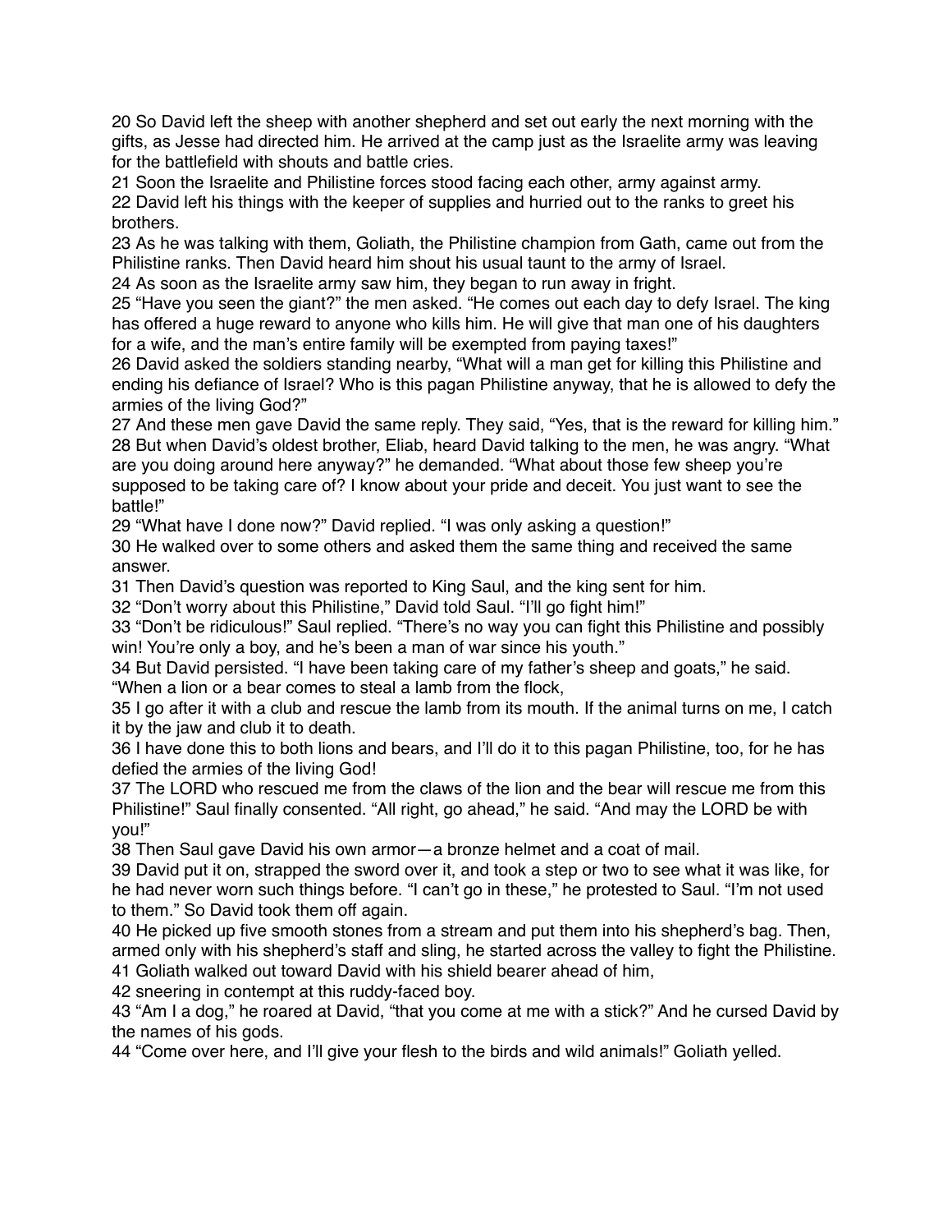20 So David left the sheep with another shepherd and set out early the next morning with the gifts, as Jesse had directed him. He arrived at the camp just as the Israelite army was leaving for the battlefield with shouts and battle cries.

21 Soon the Israelite and Philistine forces stood facing each other, army against army.

22 David left his things with the keeper of supplies and hurried out to the ranks to greet his brothers.

23 As he was talking with them, Goliath, the Philistine champion from Gath, came out from the Philistine ranks. Then David heard him shout his usual taunt to the army of Israel.

24 As soon as the Israelite army saw him, they began to run away in fright.

25 "Have you seen the giant?" the men asked. "He comes out each day to defy Israel. The king has offered a huge reward to anyone who kills him. He will give that man one of his daughters for a wife, and the man's entire family will be exempted from paying taxes!"

26 David asked the soldiers standing nearby, "What will a man get for killing this Philistine and ending his defiance of Israel? Who is this pagan Philistine anyway, that he is allowed to defy the armies of the living God?"

27 And these men gave David the same reply. They said, "Yes, that is the reward for killing him."

28 But when David's oldest brother, Eliab, heard David talking to the men, he was angry. "What are you doing around here anyway?" he demanded. "What about those few sheep you're supposed to be taking care of? I know about your pride and deceit. You just want to see the battle!"

29 "What have I done now?" David replied. "I was only asking a question!"

30 He walked over to some others and asked them the same thing and received the same answer.

31 Then David's question was reported to King Saul, and the king sent for him.

32 "Don't worry about this Philistine," David told Saul. "I'll go fight him!"

33 "Don't be ridiculous!" Saul replied. "There's no way you can fight this Philistine and possibly win! You're only a boy, and he's been a man of war since his youth."

34 But David persisted. "I have been taking care of my father's sheep and goats," he said. "When a lion or a bear comes to steal a lamb from the flock,

35 I go after it with a club and rescue the lamb from its mouth. If the animal turns on me, I catch it by the jaw and club it to death.

36 I have done this to both lions and bears, and I'll do it to this pagan Philistine, too, for he has defied the armies of the living God!

37 The LORD who rescued me from the claws of the lion and the bear will rescue me from this Philistine!" Saul finally consented. "All right, go ahead," he said. "And may the LORD be with you!"

38 Then Saul gave David his own armor—a bronze helmet and a coat of mail.

39 David put it on, strapped the sword over it, and took a step or two to see what it was like, for he had never worn such things before. "I can't go in these," he protested to Saul. "I'm not used to them." So David took them off again.

40 He picked up five smooth stones from a stream and put them into his shepherd's bag. Then, armed only with his shepherd's staff and sling, he started across the valley to fight the Philistine.

41 Goliath walked out toward David with his shield bearer ahead of him,

42 sneering in contempt at this ruddy-faced boy.

43 "Am I a dog," he roared at David, "that you come at me with a stick?" And he cursed David by the names of his gods.

44 "Come over here, and I'll give your flesh to the birds and wild animals!" Goliath yelled.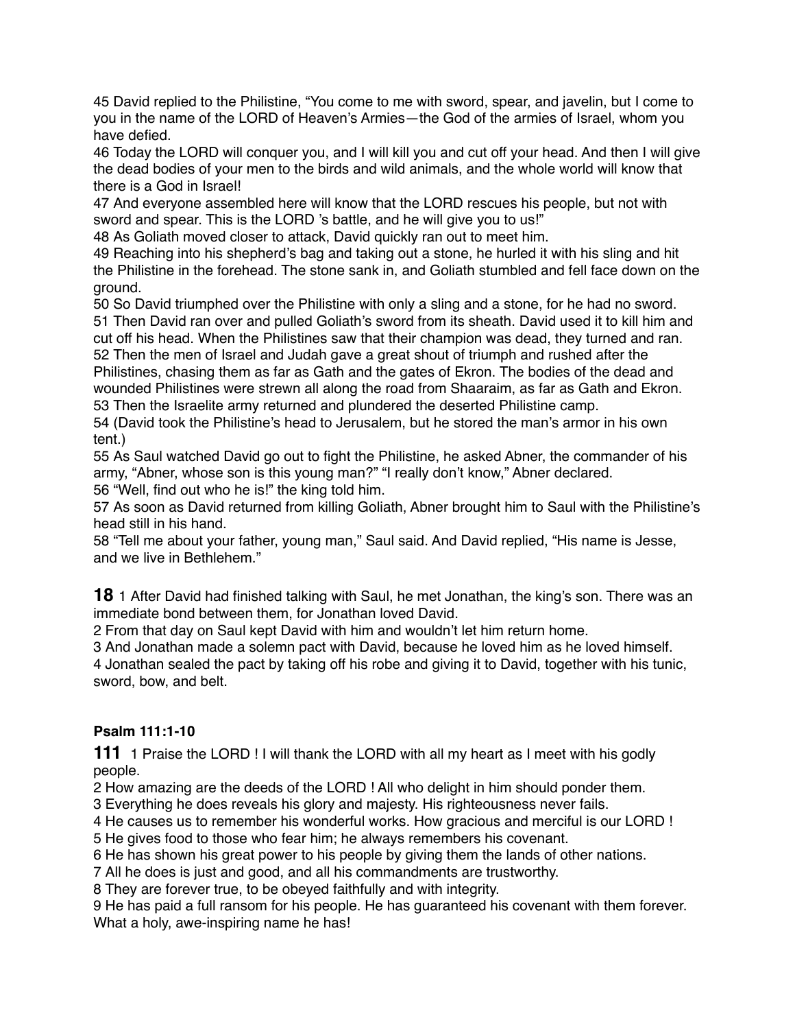45 David replied to the Philistine, “You come to me with sword, spear, and javelin, but I come to you in the name of the LORD of Heaven’s Armies—the God of the armies of Israel, whom you have defied.
46 Today the LORD will conquer you, and I will kill you and cut off your head. And then I will give the dead bodies of your men to the birds and wild animals, and the whole world will know that there is a God in Israel!
47 And everyone assembled here will know that the LORD rescues his people, but not with sword and spear. This is the LORD ’s battle, and he will give you to us!”
48 As Goliath moved closer to attack, David quickly ran out to meet him.
49 Reaching into his shepherd’s bag and taking out a stone, he hurled it with his sling and hit the Philistine in the forehead. The stone sank in, and Goliath stumbled and fell face down on the ground.
50 So David triumphed over the Philistine with only a sling and a stone, for he had no sword.
51 Then David ran over and pulled Goliath’s sword from its sheath. David used it to kill him and cut off his head. When the Philistines saw that their champion was dead, they turned and ran.
52 Then the men of Israel and Judah gave a great shout of triumph and rushed after the Philistines, chasing them as far as Gath and the gates of Ekron. The bodies of the dead and wounded Philistines were strewn all along the road from Shaaraim, as far as Gath and Ekron.
53 Then the Israelite army returned and plundered the deserted Philistine camp.
54 (David took the Philistine’s head to Jerusalem, but he stored the man’s armor in his own tent.)
55 As Saul watched David go out to fight the Philistine, he asked Abner, the commander of his army, “Abner, whose son is this young man?” “I really don’t know,” Abner declared.
56 “Well, find out who he is!” the king told him.
57 As soon as David returned from killing Goliath, Abner brought him to Saul with the Philistine’s head still in his hand.
58 “Tell me about your father, young man,” Saul said. And David replied, “His name is Jesse, and we live in Bethlehem.”

**18** 1 After David had finished talking with Saul, he met Jonathan, the king’s son. There was an immediate bond between them, for Jonathan loved David.
2 From that day on Saul kept David with him and wouldn’t let him return home.
3 And Jonathan made a solemn pact with David, because he loved him as he loved himself.
4 Jonathan sealed the pact by taking off his robe and giving it to David, together with his tunic, sword, bow, and belt.

**Psalm 111:1-10**

**111** 1 Praise the LORD ! I will thank the LORD with all my heart as I meet with his godly people.
2 How amazing are the deeds of the LORD ! All who delight in him should ponder them.
3 Everything he does reveals his glory and majesty. His righteousness never fails.
4 He causes us to remember his wonderful works. How gracious and merciful is our LORD !
5 He gives food to those who fear him; he always remembers his covenant.
6 He has shown his great power to his people by giving them the lands of other nations.
7 All he does is just and good, and all his commandments are trustworthy.
8 They are forever true, to be obeyed faithfully and with integrity.
9 He has paid a full ransom for his people. He has guaranteed his covenant with them forever. What a holy, awe-inspiring name he has!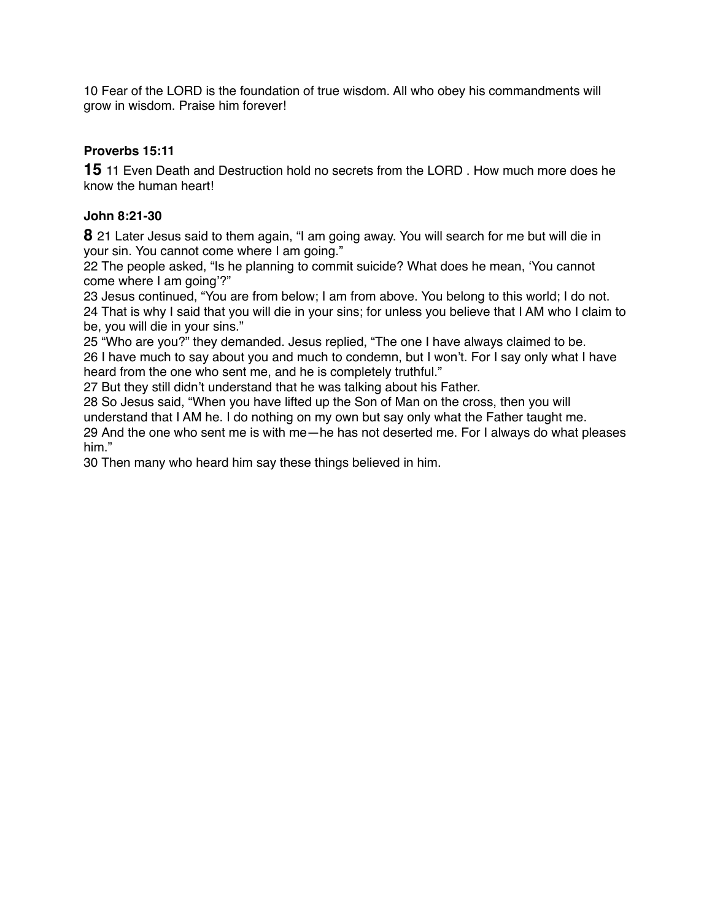10 Fear of the LORD is the foundation of true wisdom. All who obey his commandments will grow in wisdom. Praise him forever!

**Proverbs 15:11**

**15** 11 Even Death and Destruction hold no secrets from the LORD . How much more does he know the human heart!

**John 8:21-30**

**8** 21 Later Jesus said to them again, “I am going away. You will search for me but will die in your sin. You cannot come where I am going.”
22 The people asked, “Is he planning to commit suicide? What does he mean, ‘You cannot come where I am going’?”
23 Jesus continued, “You are from below; I am from above. You belong to this world; I do not.
24 That is why I said that you will die in your sins; for unless you believe that I AM who I claim to be, you will die in your sins.”
25 “Who are you?” they demanded. Jesus replied, “The one I have always claimed to be.
26 I have much to say about you and much to condemn, but I won’t. For I say only what I have heard from the one who sent me, and he is completely truthful.”
27 But they still didn’t understand that he was talking about his Father.
28 So Jesus said, “When you have lifted up the Son of Man on the cross, then you will understand that I AM he. I do nothing on my own but say only what the Father taught me.
29 And the one who sent me is with me—he has not deserted me. For I always do what pleases him.”
30 Then many who heard him say these things believed in him.